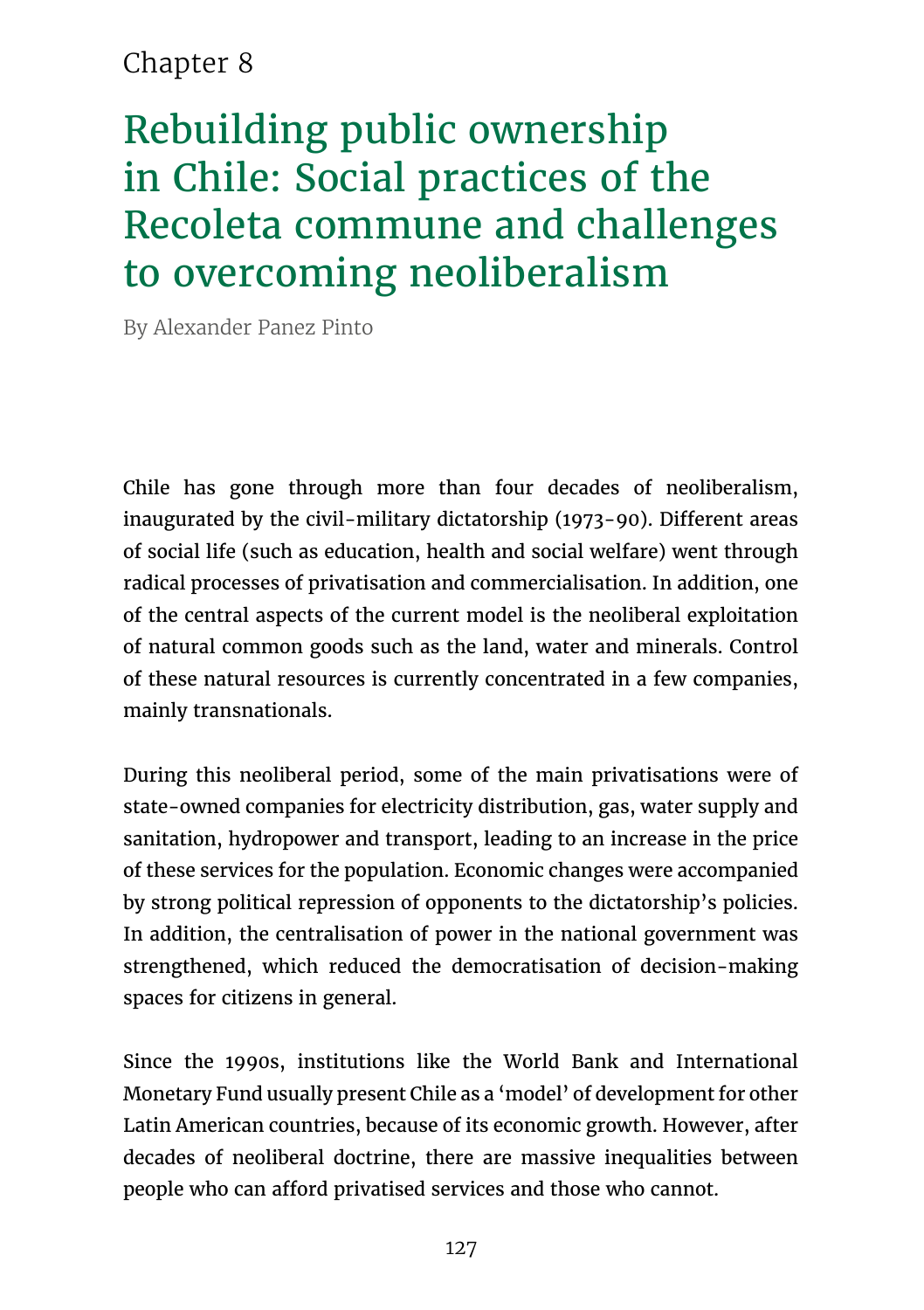Chapter 8

# Rebuilding public ownership in Chile: Social practices of the Recoleta commune and challenges to overcoming neoliberalism

By Alexander Panez Pinto

Chile has gone through more than four decades of neoliberalism, inaugurated by the civil-military dictatorship (1973-90). Different areas of social life (such as education, health and social welfare) went through radical processes of privatisation and commercialisation. In addition, one of the central aspects of the current model is the neoliberal exploitation of natural common goods such as the land, water and minerals. Control of these natural resources is currently concentrated in a few companies, mainly transnationals.

During this neoliberal period, some of the main privatisations were of state-owned companies for electricity distribution, gas, water supply and sanitation, hydropower and transport, leading to an increase in the price of these services for the population. Economic changes were accompanied by strong political repression of opponents to the dictatorship's policies. In addition, the centralisation of power in the national government was strengthened, which reduced the democratisation of decision-making spaces for citizens in general.

Since the 1990s, institutions like the World Bank and International Monetary Fund usually present Chile as a 'model' of development for other Latin American countries, because of its economic growth. However, after decades of neoliberal doctrine, there are massive inequalities between people who can afford privatised services and those who cannot.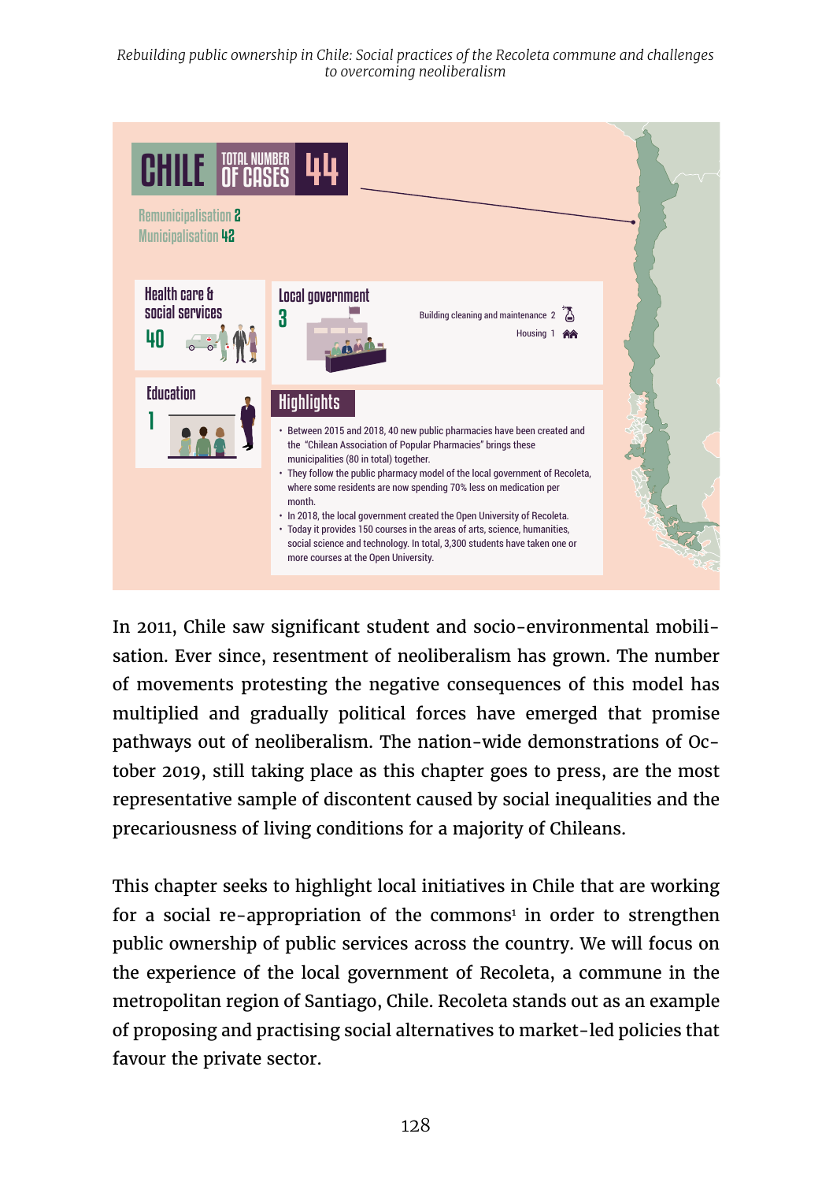# CHILE TOTAL NUMBER OF CASES 44

Remunicipalisation 2
Municipalisation 42

**Health care & social services** 40

**Local government** 3

Building cleaning and maintenance 2
Housing 1

**Education** 1

## Highlights

- Between 2015 and 2018, 40 new public pharmacies have been created and the "Chilean Association of Popular Pharmacies" brings these municipalities (80 in total) together.
- They follow the public pharmacy model of the local government of Recoleta, where some residents are now spending 70% less on medication per month.
- In 2018, the local government created the Open University of Recoleta.
- Today it provides 150 courses in the areas of arts, science, humanities, social science and technology. In total, 3,300 students have taken one or more courses at the Open University.

In 2011, Chile saw significant student and socio-environmental mobilisation. Ever since, resentment of neoliberalism has grown. The number of movements protesting the negative consequences of this model has multiplied and gradually political forces have emerged that promise pathways out of neoliberalism. The nation-wide demonstrations of October 2019, still taking place as this chapter goes to press, are the most representative sample of discontent caused by social inequalities and the precariousness of living conditions for a majority of Chileans.

This chapter seeks to highlight local initiatives in Chile that are working for a social re-appropriation of the commons[1] in order to strengthen public ownership of public services across the country. We will focus on the experience of the local government of Recoleta, a commune in the metropolitan region of Santiago, Chile. Recoleta stands out as an example of proposing and practising social alternatives to market-led policies that favour the private sector.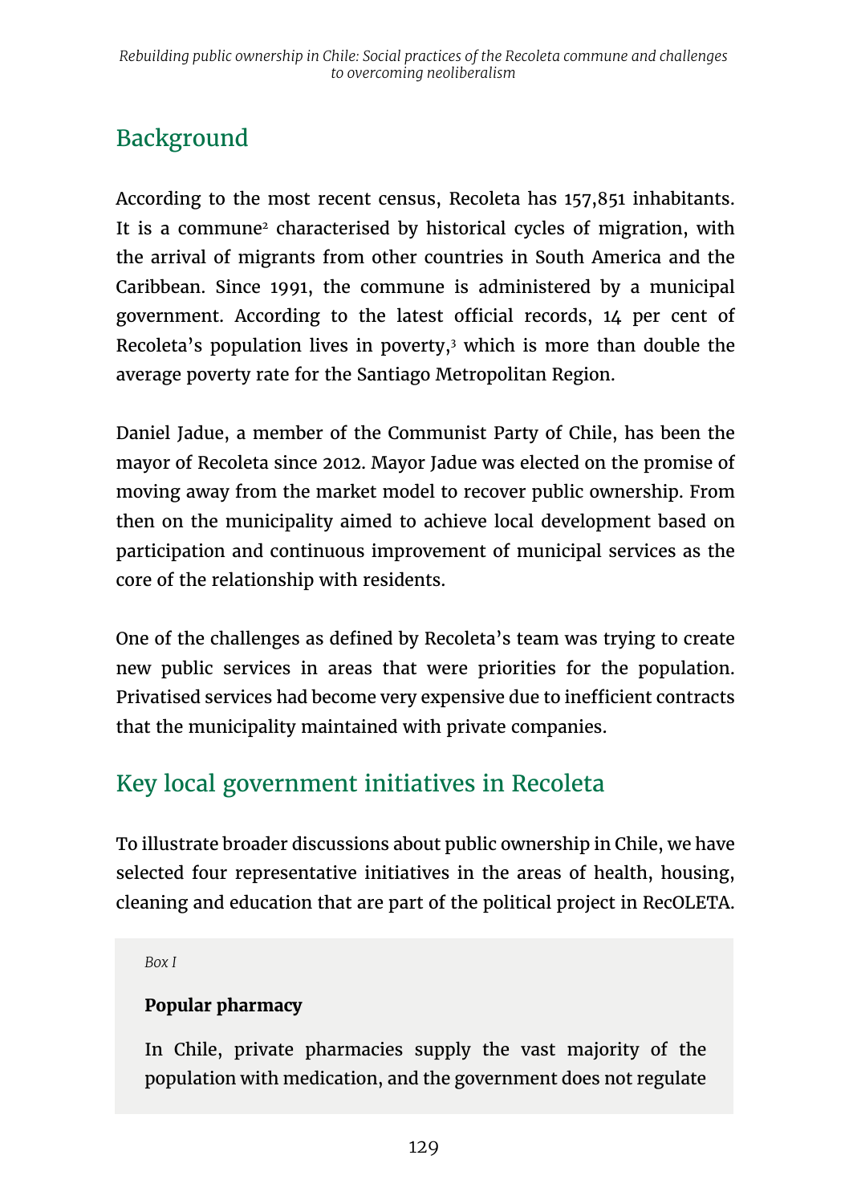## Background

According to the most recent census, Recoleta has 157,851 inhabitants. It is a commune[2] characterised by historical cycles of migration, with the arrival of migrants from other countries in South America and the Caribbean. Since 1991, the commune is administered by a municipal government. According to the latest official records, 14 per cent of Recoleta's population lives in poverty,[3] which is more than double the average poverty rate for the Santiago Metropolitan Region.

Daniel Jadue, a member of the Communist Party of Chile, has been the mayor of Recoleta since 2012. Mayor Jadue was elected on the promise of moving away from the market model to recover public ownership. From then on the municipality aimed to achieve local development based on participation and continuous improvement of municipal services as the core of the relationship with residents.

One of the challenges as defined by Recoleta's team was trying to create new public services in areas that were priorities for the population. Privatised services had become very expensive due to inefficient contracts that the municipality maintained with private companies.

## Key local government initiatives in Recoleta

To illustrate broader discussions about public ownership in Chile, we have selected four representative initiatives in the areas of health, housing, cleaning and education that are part of the political project in RecOLETA.

*Box I*

**Popular pharmacy**

In Chile, private pharmacies supply the vast majority of the population with medication, and the government does not regulate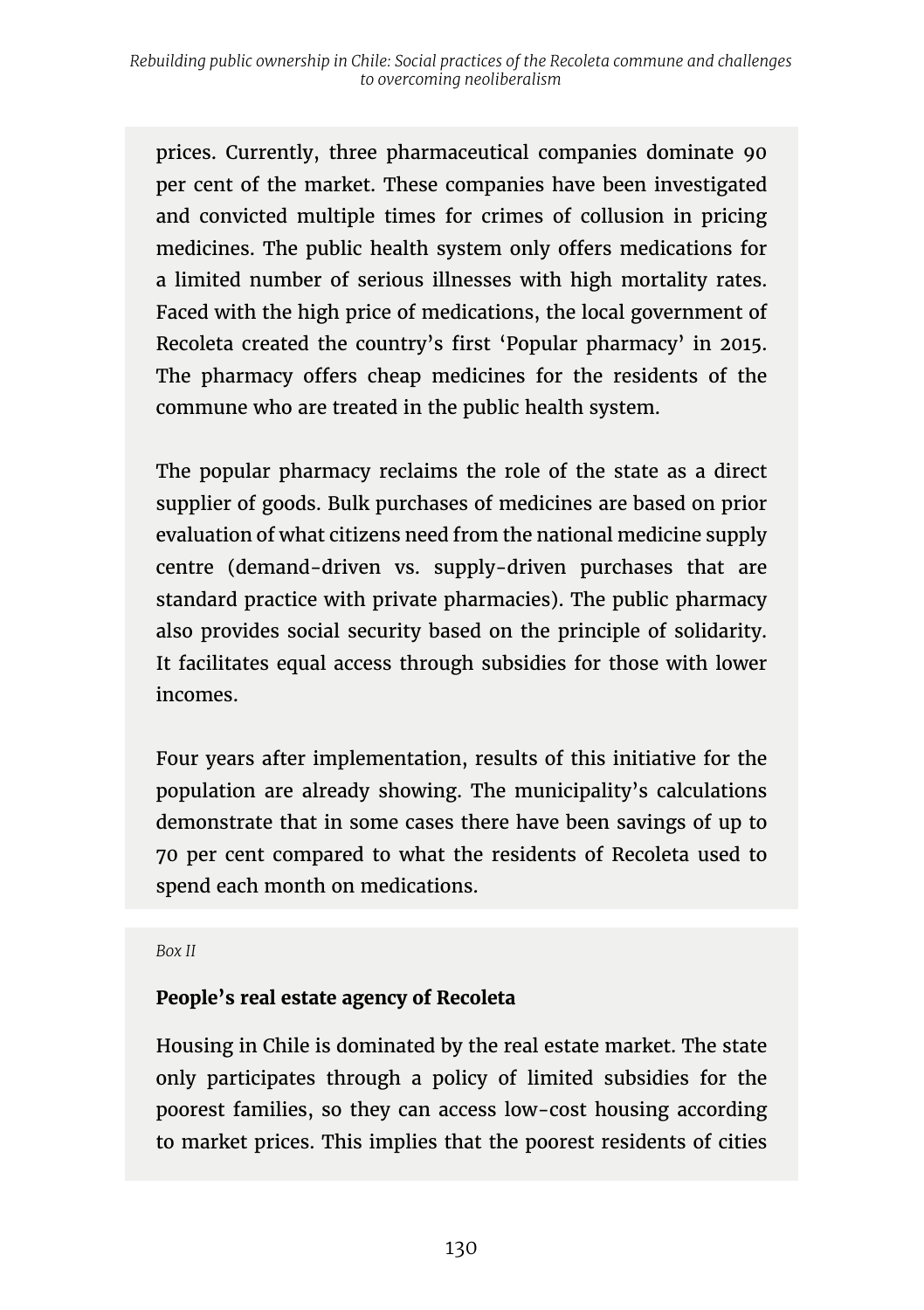prices. Currently, three pharmaceutical companies dominate 90 per cent of the market. These companies have been investigated and convicted multiple times for crimes of collusion in pricing medicines. The public health system only offers medications for a limited number of serious illnesses with high mortality rates. Faced with the high price of medications, the local government of Recoleta created the country's first 'Popular pharmacy' in 2015. The pharmacy offers cheap medicines for the residents of the commune who are treated in the public health system.

The popular pharmacy reclaims the role of the state as a direct supplier of goods. Bulk purchases of medicines are based on prior evaluation of what citizens need from the national medicine supply centre (demand-driven vs. supply-driven purchases that are standard practice with private pharmacies). The public pharmacy also provides social security based on the principle of solidarity. It facilitates equal access through subsidies for those with lower incomes.

Four years after implementation, results of this initiative for the population are already showing. The municipality's calculations demonstrate that in some cases there have been savings of up to 70 per cent compared to what the residents of Recoleta used to spend each month on medications.

*Box II*

**People's real estate agency of Recoleta**

Housing in Chile is dominated by the real estate market. The state only participates through a policy of limited subsidies for the poorest families, so they can access low-cost housing according to market prices. This implies that the poorest residents of cities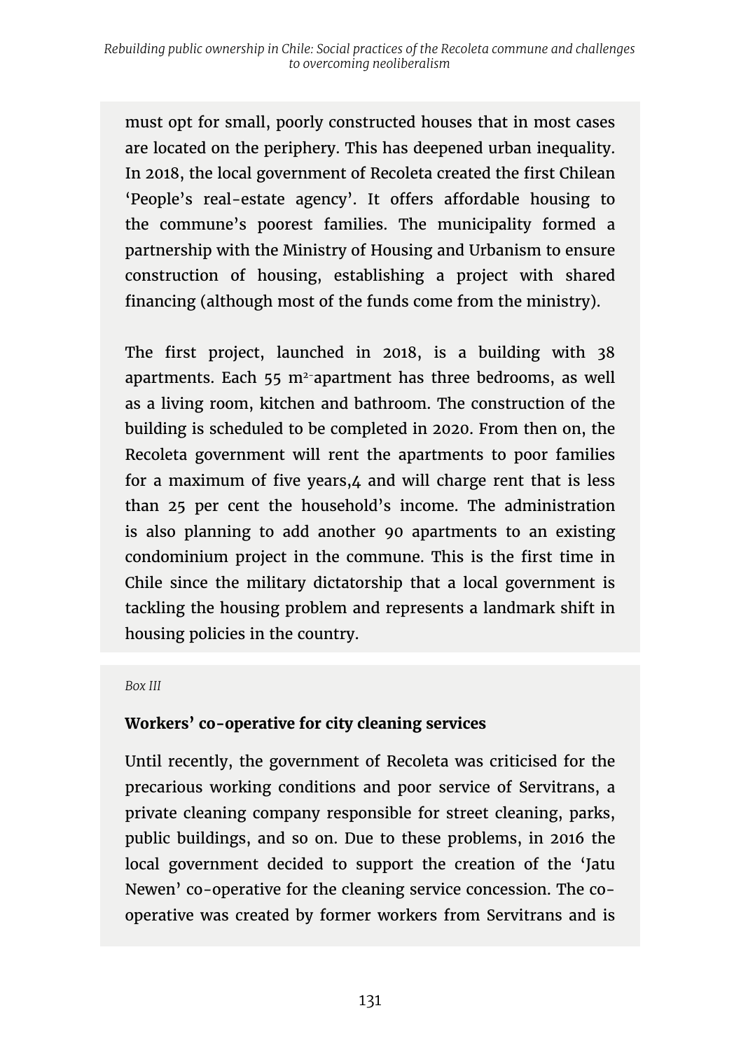must opt for small, poorly constructed houses that in most cases are located on the periphery. This has deepened urban inequality. In 2018, the local government of Recoleta created the first Chilean 'People's real-estate agency'. It offers affordable housing to the commune's poorest families. The municipality formed a partnership with the Ministry of Housing and Urbanism to ensure construction of housing, establishing a project with shared financing (although most of the funds come from the ministry).

The first project, launched in 2018, is a building with 38 apartments. Each 55 $m^2$-apartment has three bedrooms, as well as a living room, kitchen and bathroom. The construction of the building is scheduled to be completed in 2020. From then on, the Recoleta government will rent the apartments to poor families for a maximum of five years,[4] and will charge rent that is less than 25 per cent the household's income. The administration is also planning to add another 90 apartments to an existing condominium project in the commune. This is the first time in Chile since the military dictatorship that a local government is tackling the housing problem and represents a landmark shift in housing policies in the country.

*Box III*

**Workers' co-operative for city cleaning services**

Until recently, the government of Recoleta was criticised for the precarious working conditions and poor service of Servitrans, a private cleaning company responsible for street cleaning, parks, public buildings, and so on. Due to these problems, in 2016 the local government decided to support the creation of the 'Jatu Newen' co-operative for the cleaning service concession. The co-operative was created by former workers from Servitrans and is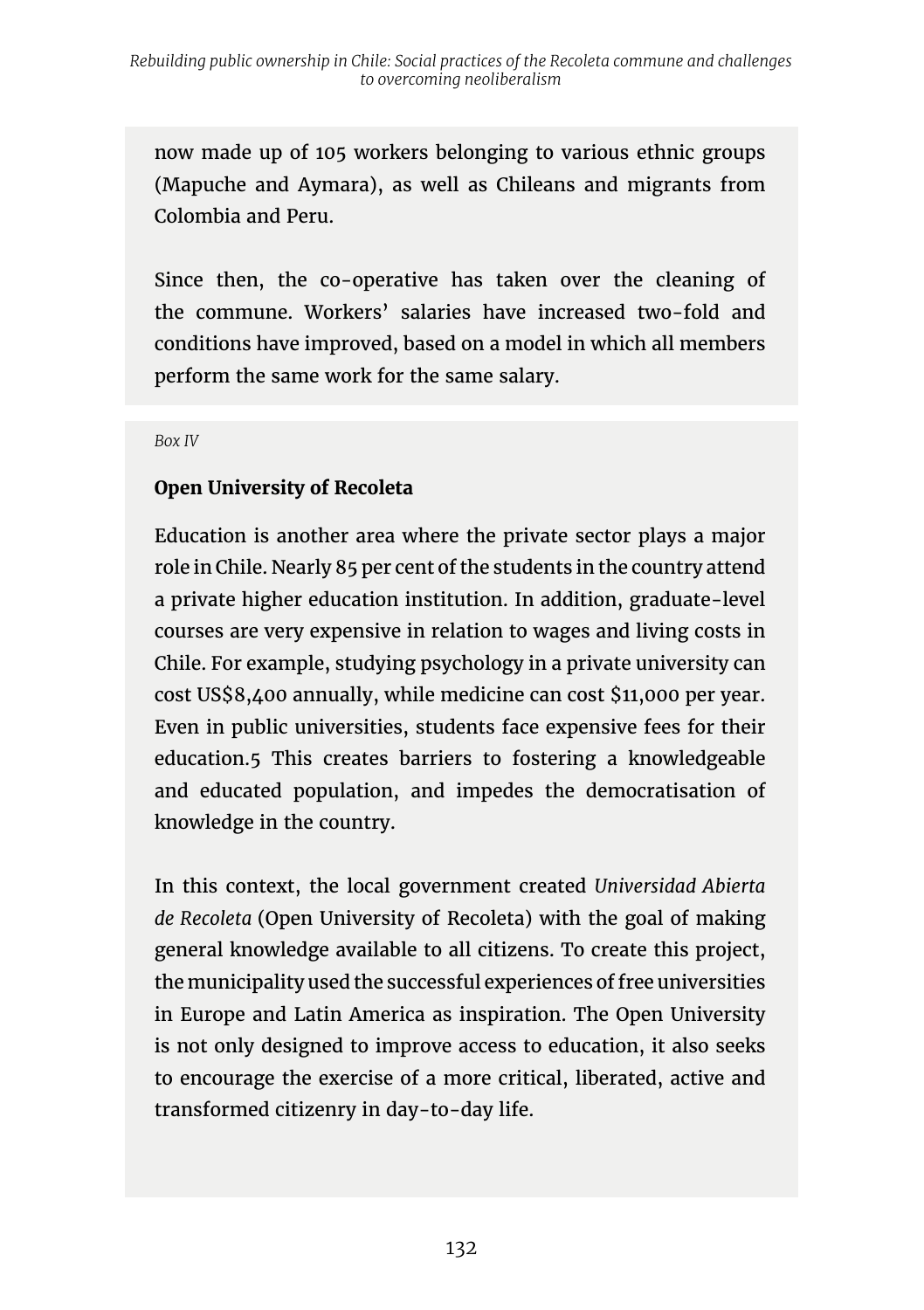now made up of 105 workers belonging to various ethnic groups (Mapuche and Aymara), as well as Chileans and migrants from Colombia and Peru.

Since then, the co-operative has taken over the cleaning of the commune. Workers' salaries have increased two-fold and conditions have improved, based on a model in which all members perform the same work for the same salary.

*Box IV*

**Open University of Recoleta**

Education is another area where the private sector plays a major role in Chile. Nearly 85 per cent of the students in the country attend a private higher education institution. In addition, graduate-level courses are very expensive in relation to wages and living costs in Chile. For example, studying psychology in a private university can cost US$8,400 annually, while medicine can cost $11,000 per year. Even in public universities, students face expensive fees for their education.[5] This creates barriers to fostering a knowledgeable and educated population, and impedes the democratisation of knowledge in the country.

In this context, the local government created *Universidad Abierta de Recoleta* (Open University of Recoleta) with the goal of making general knowledge available to all citizens. To create this project, the municipality used the successful experiences of free universities in Europe and Latin America as inspiration. The Open University is not only designed to improve access to education, it also seeks to encourage the exercise of a more critical, liberated, active and transformed citizenry in day-to-day life.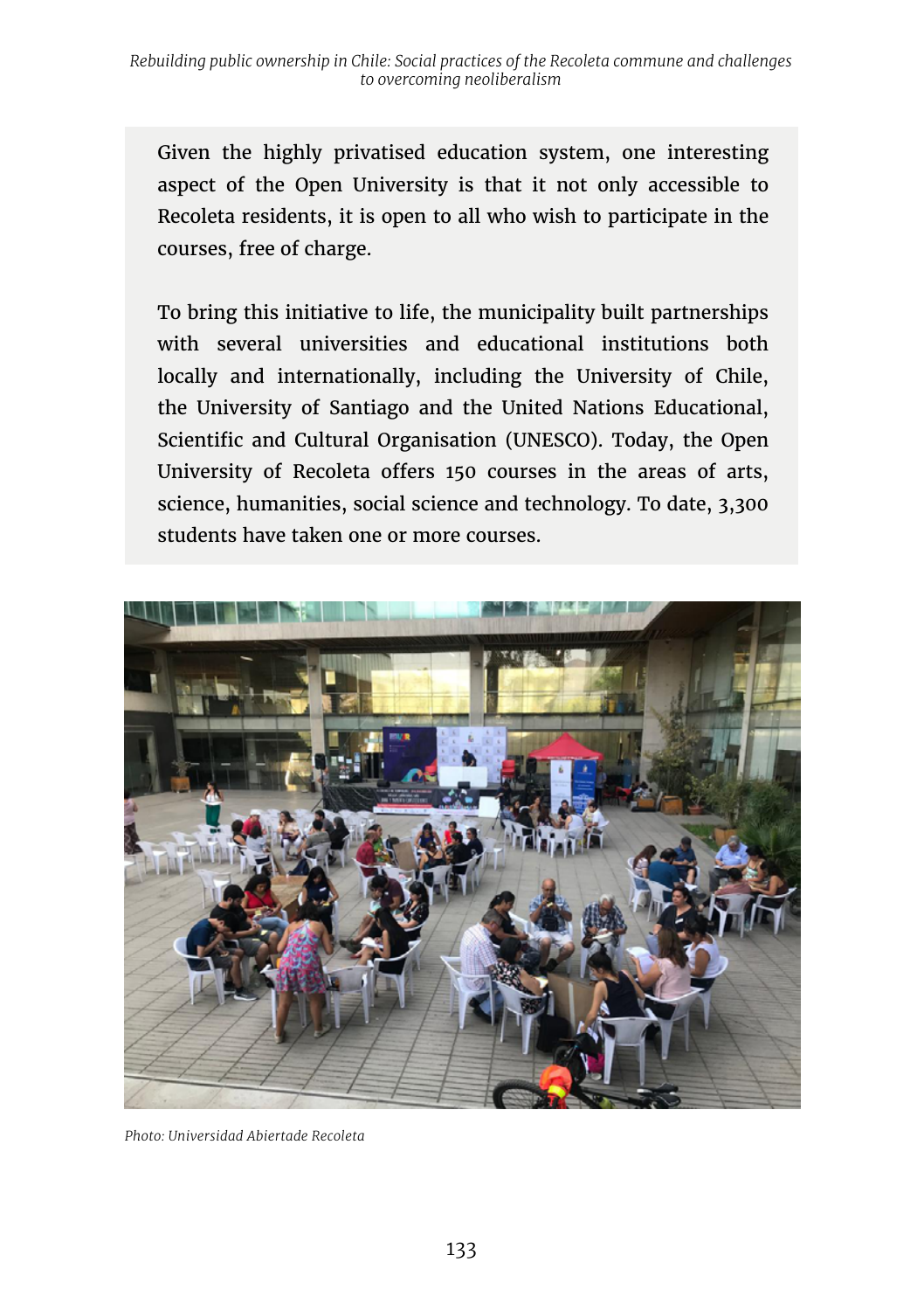Given the highly privatised education system, one interesting aspect of the Open University is that it not only accessible to Recoleta residents, it is open to all who wish to participate in the courses, free of charge.

To bring this initiative to life, the municipality built partnerships with several universities and educational institutions both locally and internationally, including the University of Chile, the University of Santiago and the United Nations Educational, Scientific and Cultural Organisation (UNESCO). Today, the Open University of Recoleta offers 150 courses in the areas of arts, science, humanities, social science and technology. To date, 3,300 students have taken one or more courses.

*Photo: Universidad Abiertade Recoleta*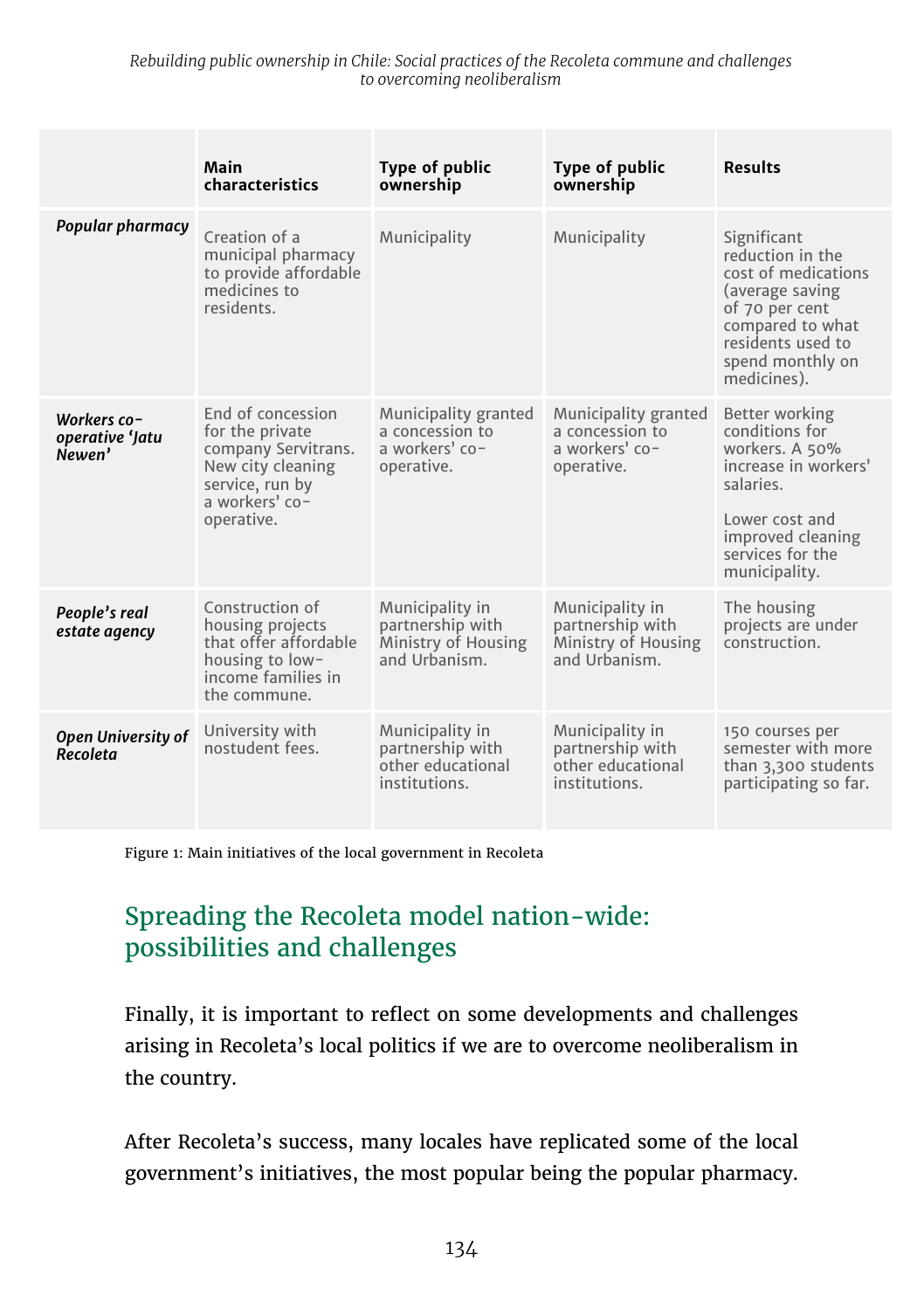| | Main characteristics | Type of public ownership | Type of public ownership | Results |
|---|---|---|---|---|
| ***Popular pharmacy*** | Creation of a municipal pharmacy to provide affordable medicines to residents. | Municipality | Municipality | Significant reduction in the cost of medications (average saving of 70 per cent compared to what residents used to spend monthly on medicines). |
| ***Workers co-operative 'Jatu Newen'*** | End of concession for the private company Servitrans. New city cleaning service, run by a workers' co-operative. | Municipality granted a concession to a workers' co-operative. | Municipality granted a concession to a workers' co-operative. | Better working conditions for workers. A 50% increase in workers' salaries. Lower cost and improved cleaning services for the municipality. |
| ***People's real estate agency*** | Construction of housing projects that offer affordable housing to low-income families in the commune. | Municipality in partnership with Ministry of Housing and Urbanism. | Municipality in partnership with Ministry of Housing and Urbanism. | The housing projects are under construction. |
| ***Open University of Recoleta*** | University with nostudent fees. | Municipality in partnership with other educational institutions. | Municipality in partnership with other educational institutions. | 150 courses per semester with more than 3,300 students participating so far. |

Figure 1: Main initiatives of the local government in Recoleta

## Spreading the Recoleta model nation-wide: possibilities and challenges

Finally, it is important to reflect on some developments and challenges arising in Recoleta's local politics if we are to overcome neoliberalism in the country.

After Recoleta's success, many locales have replicated some of the local government's initiatives, the most popular being the popular pharmacy.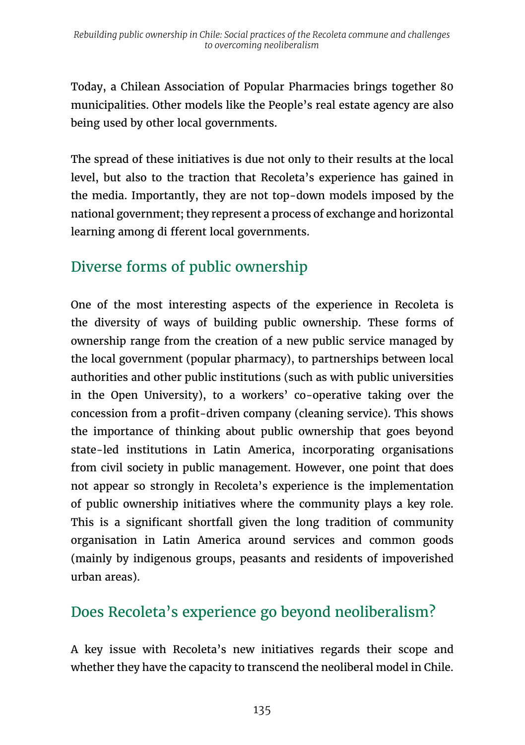Today, a Chilean Association of Popular Pharmacies brings together 80 municipalities. Other models like the People's real estate agency are also being used by other local governments.

The spread of these initiatives is due not only to their results at the local level, but also to the traction that Recoleta's experience has gained in the media. Importantly, they are not top-down models imposed by the national government; they represent a process of exchange and horizontal learning among different local governments.

## Diverse forms of public ownership

One of the most interesting aspects of the experience in Recoleta is the diversity of ways of building public ownership. These forms of ownership range from the creation of a new public service managed by the local government (popular pharmacy), to partnerships between local authorities and other public institutions (such as with public universities in the Open University), to a workers' co-operative taking over the concession from a profit-driven company (cleaning service). This shows the importance of thinking about public ownership that goes beyond state-led institutions in Latin America, incorporating organisations from civil society in public management. However, one point that does not appear so strongly in Recoleta's experience is the implementation of public ownership initiatives where the community plays a key role. This is a significant shortfall given the long tradition of community organisation in Latin America around services and common goods (mainly by indigenous groups, peasants and residents of impoverished urban areas).

## Does Recoleta's experience go beyond neoliberalism?

A key issue with Recoleta's new initiatives regards their scope and whether they have the capacity to transcend the neoliberal model in Chile.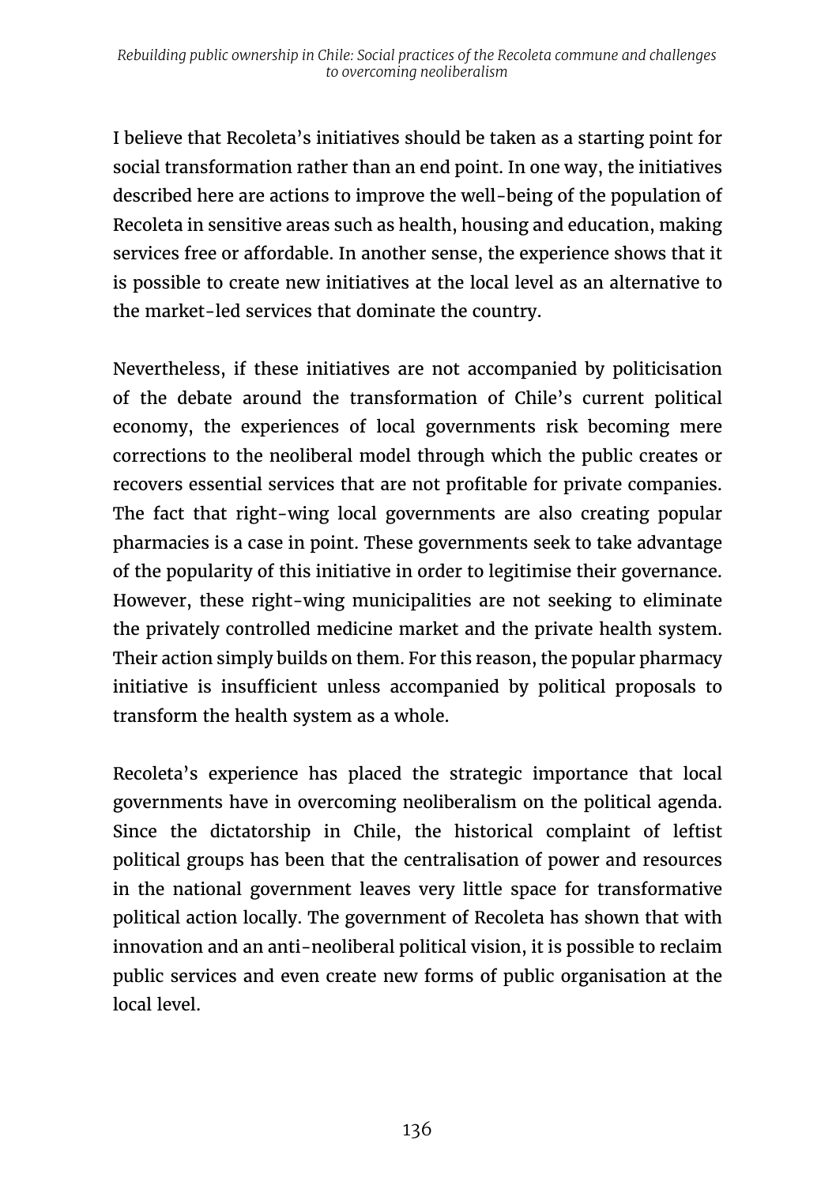I believe that Recoleta's initiatives should be taken as a starting point for social transformation rather than an end point. In one way, the initiatives described here are actions to improve the well-being of the population of Recoleta in sensitive areas such as health, housing and education, making services free or affordable. In another sense, the experience shows that it is possible to create new initiatives at the local level as an alternative to the market-led services that dominate the country.

Nevertheless, if these initiatives are not accompanied by politicisation of the debate around the transformation of Chile's current political economy, the experiences of local governments risk becoming mere corrections to the neoliberal model through which the public creates or recovers essential services that are not profitable for private companies. The fact that right-wing local governments are also creating popular pharmacies is a case in point. These governments seek to take advantage of the popularity of this initiative in order to legitimise their governance. However, these right-wing municipalities are not seeking to eliminate the privately controlled medicine market and the private health system. Their action simply builds on them. For this reason, the popular pharmacy initiative is insufficient unless accompanied by political proposals to transform the health system as a whole.

Recoleta's experience has placed the strategic importance that local governments have in overcoming neoliberalism on the political agenda. Since the dictatorship in Chile, the historical complaint of leftist political groups has been that the centralisation of power and resources in the national government leaves very little space for transformative political action locally. The government of Recoleta has shown that with innovation and an anti-neoliberal political vision, it is possible to reclaim public services and even create new forms of public organisation at the local level.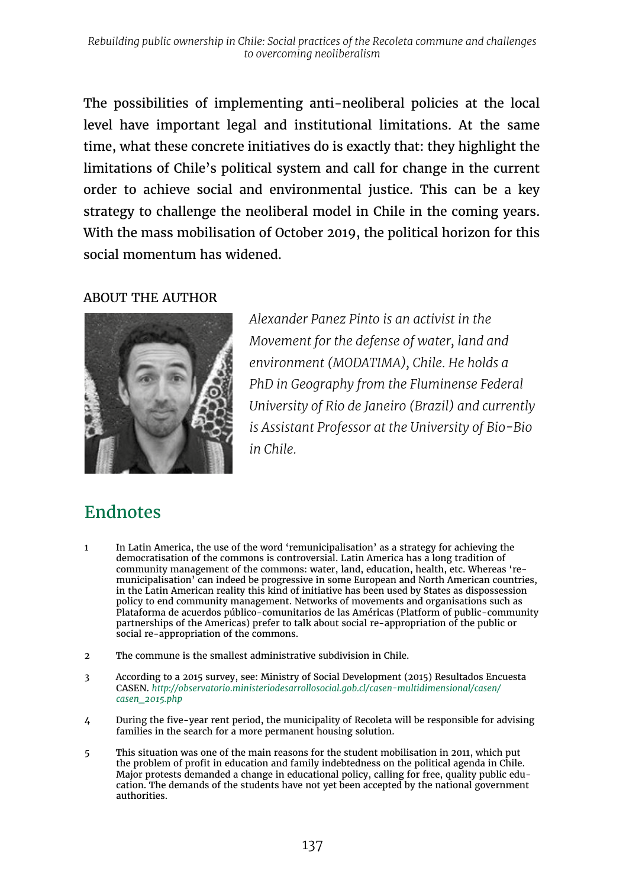The possibilities of implementing anti-neoliberal policies at the local level have important legal and institutional limitations. At the same time, what these concrete initiatives do is exactly that: they highlight the limitations of Chile's political system and call for change in the current order to achieve social and environmental justice. This can be a key strategy to challenge the neoliberal model in Chile in the coming years. With the mass mobilisation of October 2019, the political horizon for this social momentum has widened.

ABOUT THE AUTHOR

*Alexander Panez Pinto is an activist in the Movement for the defense of water, land and environment (MODATIMA), Chile. He holds a PhD in Geography from the Fluminense Federal University of Rio de Janeiro (Brazil) and currently is Assistant Professor at the University of Bio-Bio in Chile.*

## Endnotes

1. In Latin America, the use of the word 'remunicipalisation' as a strategy for achieving the democratisation of the commons is controversial. Latin America has a long tradition of community management of the commons: water, land, education, health, etc. Whereas 're-municipalisation' can indeed be progressive in some European and North American countries, in the Latin American reality this kind of initiative has been used by States as dispossession policy to end community management. Networks of movements and organisations such as Plataforma de acuerdos público-comunitarios de las Américas (Platform of public-community partnerships of the Americas) prefer to talk about social re-appropriation of the public or social re-appropriation of the commons.

2. The commune is the smallest administrative subdivision in Chile.

3. According to a 2015 survey, see: Ministry of Social Development (2015) Resultados Encuesta CASEN. *http://observatorio.ministeriodesarrollosocial.gob.cl/casen-multidimensional/casen/casen_2015.php*

4. During the five-year rent period, the municipality of Recoleta will be responsible for advising families in the search for a more permanent housing solution.

5. This situation was one of the main reasons for the student mobilisation in 2011, which put the problem of profit in education and family indebtedness on the political agenda in Chile. Major protests demanded a change in educational policy, calling for free, quality public education. The demands of the students have not yet been accepted by the national government authorities.